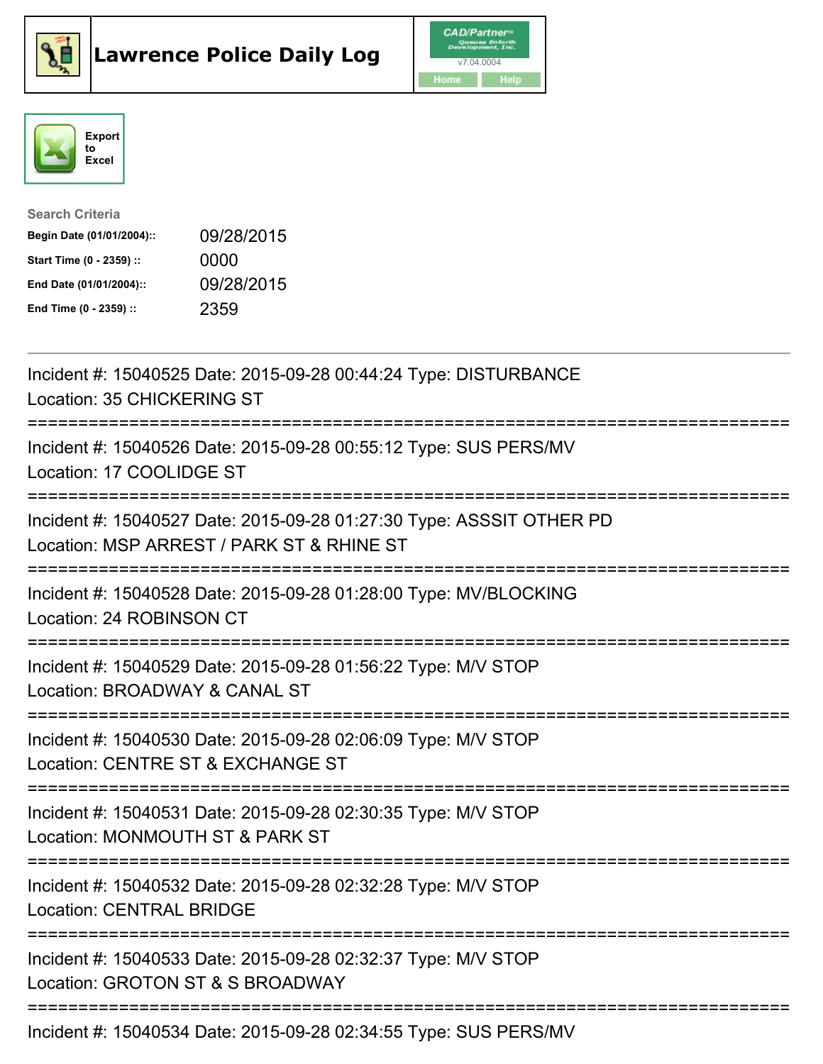# Lawrence Police Daily Log

CAD/Partner™
v7.04.0004
Home Help

Export to Excel

**Search Criteria**

| | |
|---|---|
| **Begin Date (01/01/2004)::** | 09/28/2015 |
| **Start Time (0 - 2359) ::** | 0000 |
| **End Date (01/01/2004)::** | 09/28/2015 |
| **End Time (0 - 2359) ::** | 2359 |

---

Incident #: 15040525 Date: 2015-09-28 00:44:24 Type: DISTURBANCE
Location: 35 CHICKERING ST

===========================================================================

Incident #: 15040526 Date: 2015-09-28 00:55:12 Type: SUS PERS/MV
Location: 17 COOLIDGE ST

===========================================================================

Incident #: 15040527 Date: 2015-09-28 01:27:30 Type: ASSSIT OTHER PD
Location: MSP ARREST / PARK ST & RHINE ST

===========================================================================

Incident #: 15040528 Date: 2015-09-28 01:28:00 Type: MV/BLOCKING
Location: 24 ROBINSON CT

===========================================================================

Incident #: 15040529 Date: 2015-09-28 01:56:22 Type: M/V STOP
Location: BROADWAY & CANAL ST

===========================================================================

Incident #: 15040530 Date: 2015-09-28 02:06:09 Type: M/V STOP
Location: CENTRE ST & EXCHANGE ST

===========================================================================

Incident #: 15040531 Date: 2015-09-28 02:30:35 Type: M/V STOP
Location: MONMOUTH ST & PARK ST

===========================================================================

Incident #: 15040532 Date: 2015-09-28 02:32:28 Type: M/V STOP
Location: CENTRAL BRIDGE

===========================================================================

Incident #: 15040533 Date: 2015-09-28 02:32:37 Type: M/V STOP
Location: GROTON ST & S BROADWAY

===========================================================================

Incident #: 15040534 Date: 2015-09-28 02:34:55 Type: SUS PERS/MV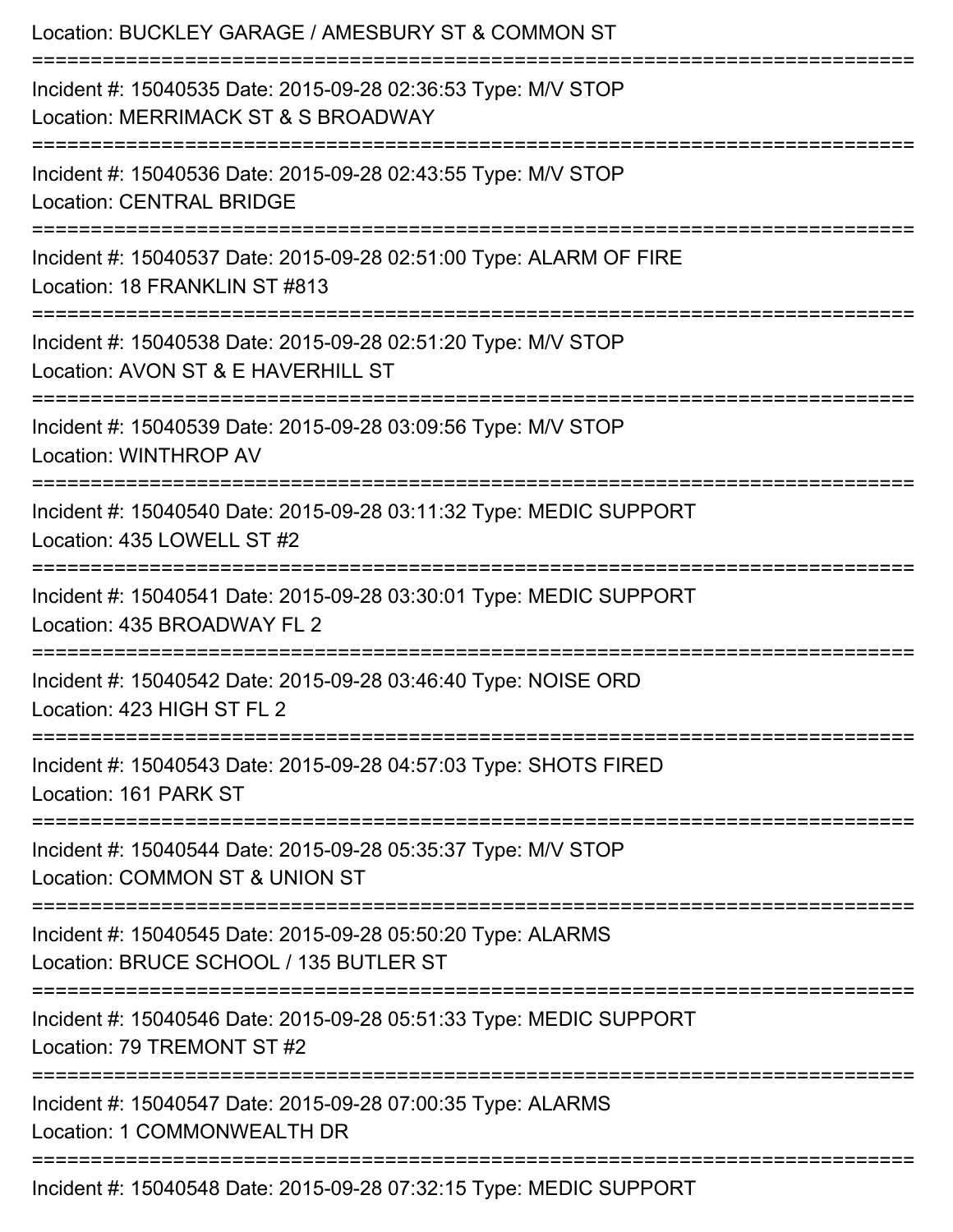Location: BUCKLEY GARAGE / AMESBURY ST & COMMON ST

===========================================================================

Incident #: 15040535 Date: 2015-09-28 02:36:53 Type: M/V STOP
Location: MERRIMACK ST & S BROADWAY

===========================================================================

Incident #: 15040536 Date: 2015-09-28 02:43:55 Type: M/V STOP
Location: CENTRAL BRIDGE

===========================================================================

Incident #: 15040537 Date: 2015-09-28 02:51:00 Type: ALARM OF FIRE
Location: 18 FRANKLIN ST #813

===========================================================================

Incident #: 15040538 Date: 2015-09-28 02:51:20 Type: M/V STOP
Location: AVON ST & E HAVERHILL ST

===========================================================================

Incident #: 15040539 Date: 2015-09-28 03:09:56 Type: M/V STOP
Location: WINTHROP AV

===========================================================================

Incident #: 15040540 Date: 2015-09-28 03:11:32 Type: MEDIC SUPPORT
Location: 435 LOWELL ST #2

===========================================================================

Incident #: 15040541 Date: 2015-09-28 03:30:01 Type: MEDIC SUPPORT
Location: 435 BROADWAY FL 2

===========================================================================

Incident #: 15040542 Date: 2015-09-28 03:46:40 Type: NOISE ORD
Location: 423 HIGH ST FL 2

===========================================================================

Incident #: 15040543 Date: 2015-09-28 04:57:03 Type: SHOTS FIRED
Location: 161 PARK ST

===========================================================================

Incident #: 15040544 Date: 2015-09-28 05:35:37 Type: M/V STOP
Location: COMMON ST & UNION ST

===========================================================================

Incident #: 15040545 Date: 2015-09-28 05:50:20 Type: ALARMS
Location: BRUCE SCHOOL / 135 BUTLER ST

===========================================================================

Incident #: 15040546 Date: 2015-09-28 05:51:33 Type: MEDIC SUPPORT
Location: 79 TREMONT ST #2

===========================================================================

Incident #: 15040547 Date: 2015-09-28 07:00:35 Type: ALARMS
Location: 1 COMMONWEALTH DR

===========================================================================

Incident #: 15040548 Date: 2015-09-28 07:32:15 Type: MEDIC SUPPORT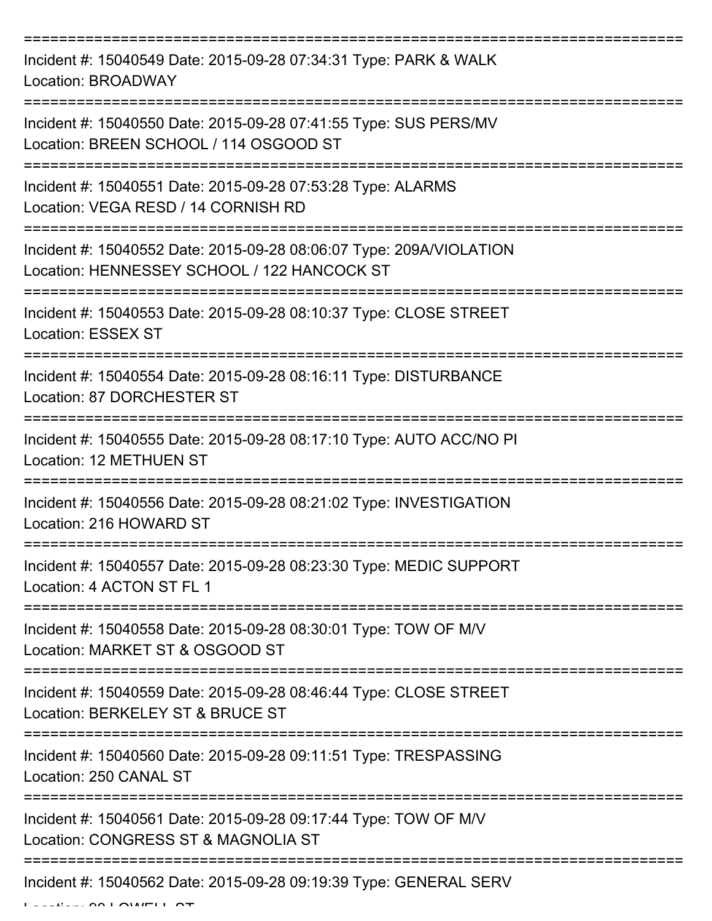===========================================================================

Incident #: 15040549 Date: 2015-09-28 07:34:31 Type: PARK & WALK
Location: BROADWAY

===========================================================================

Incident #: 15040550 Date: 2015-09-28 07:41:55 Type: SUS PERS/MV
Location: BREEN SCHOOL / 114 OSGOOD ST

===========================================================================

Incident #: 15040551 Date: 2015-09-28 07:53:28 Type: ALARMS
Location: VEGA RESD / 14 CORNISH RD

===========================================================================

Incident #: 15040552 Date: 2015-09-28 08:06:07 Type: 209A/VIOLATION
Location: HENNESSEY SCHOOL / 122 HANCOCK ST

===========================================================================

Incident #: 15040553 Date: 2015-09-28 08:10:37 Type: CLOSE STREET
Location: ESSEX ST

===========================================================================

Incident #: 15040554 Date: 2015-09-28 08:16:11 Type: DISTURBANCE
Location: 87 DORCHESTER ST

===========================================================================

Incident #: 15040555 Date: 2015-09-28 08:17:10 Type: AUTO ACC/NO PI
Location: 12 METHUEN ST

===========================================================================

Incident #: 15040556 Date: 2015-09-28 08:21:02 Type: INVESTIGATION
Location: 216 HOWARD ST

===========================================================================

Incident #: 15040557 Date: 2015-09-28 08:23:30 Type: MEDIC SUPPORT
Location: 4 ACTON ST FL 1

===========================================================================

Incident #: 15040558 Date: 2015-09-28 08:30:01 Type: TOW OF M/V
Location: MARKET ST & OSGOOD ST

===========================================================================

Incident #: 15040559 Date: 2015-09-28 08:46:44 Type: CLOSE STREET
Location: BERKELEY ST & BRUCE ST

===========================================================================

Incident #: 15040560 Date: 2015-09-28 09:11:51 Type: TRESPASSING
Location: 250 CANAL ST

===========================================================================

Incident #: 15040561 Date: 2015-09-28 09:17:44 Type: TOW OF M/V
Location: CONGRESS ST & MAGNOLIA ST

===========================================================================

Incident #: 15040562 Date: 2015-09-28 09:19:39 Type: GENERAL SERV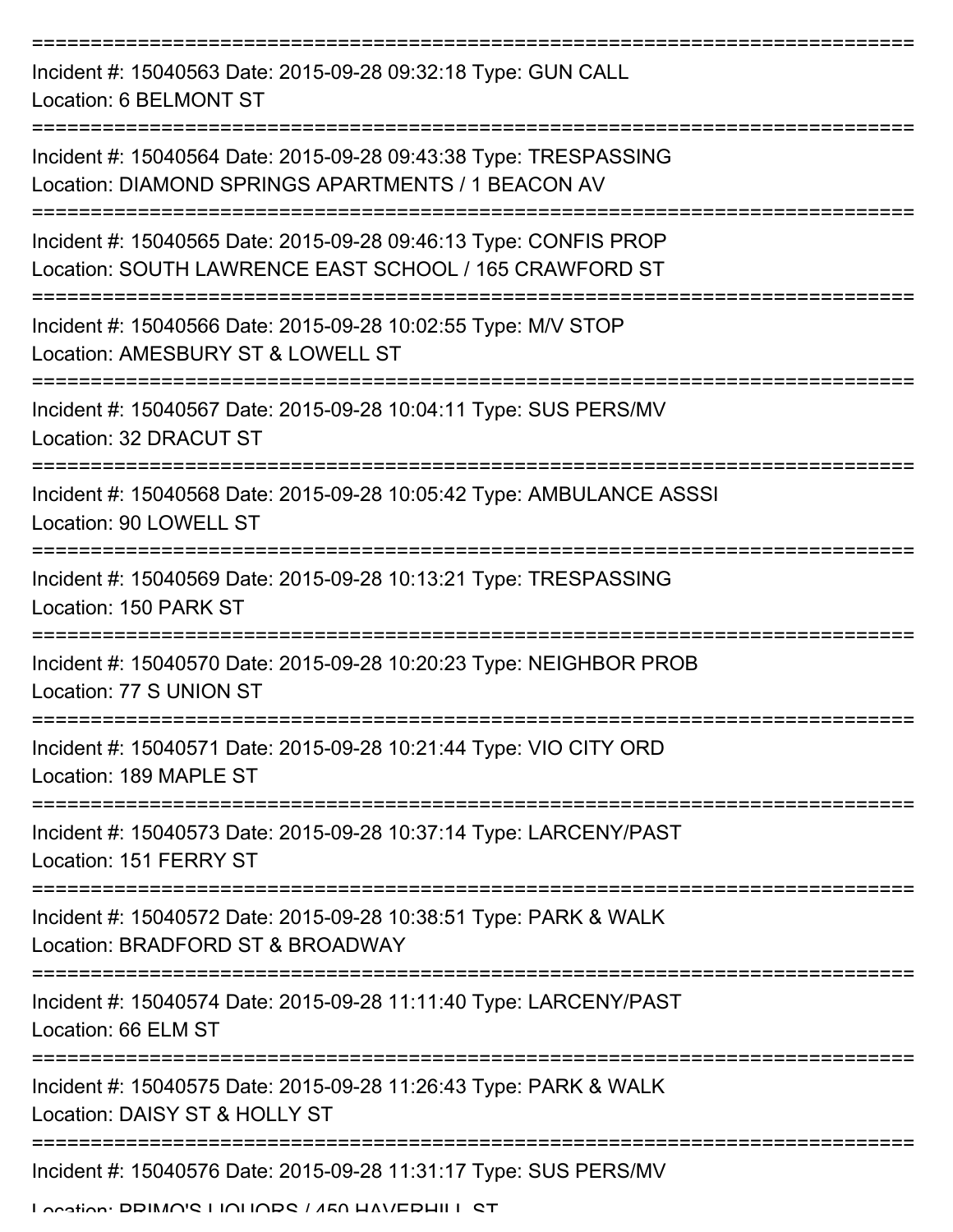Incident #: 15040563 Date: 2015-09-28 09:32:18 Type: GUN CALL
Location: 6 BELMONT ST

Incident #: 15040564 Date: 2015-09-28 09:43:38 Type: TRESPASSING
Location: DIAMOND SPRINGS APARTMENTS / 1 BEACON AV

Incident #: 15040565 Date: 2015-09-28 09:46:13 Type: CONFIS PROP
Location: SOUTH LAWRENCE EAST SCHOOL / 165 CRAWFORD ST

Incident #: 15040566 Date: 2015-09-28 10:02:55 Type: M/V STOP
Location: AMESBURY ST & LOWELL ST

Incident #: 15040567 Date: 2015-09-28 10:04:11 Type: SUS PERS/MV
Location: 32 DRACUT ST

Incident #: 15040568 Date: 2015-09-28 10:05:42 Type: AMBULANCE ASSSI
Location: 90 LOWELL ST

Incident #: 15040569 Date: 2015-09-28 10:13:21 Type: TRESPASSING
Location: 150 PARK ST

Incident #: 15040570 Date: 2015-09-28 10:20:23 Type: NEIGHBOR PROB
Location: 77 S UNION ST

Incident #: 15040571 Date: 2015-09-28 10:21:44 Type: VIO CITY ORD
Location: 189 MAPLE ST

Incident #: 15040573 Date: 2015-09-28 10:37:14 Type: LARCENY/PAST
Location: 151 FERRY ST

Incident #: 15040572 Date: 2015-09-28 10:38:51 Type: PARK & WALK
Location: BRADFORD ST & BROADWAY

Incident #: 15040574 Date: 2015-09-28 11:11:40 Type: LARCENY/PAST
Location: 66 ELM ST

Incident #: 15040575 Date: 2015-09-28 11:26:43 Type: PARK & WALK
Location: DAISY ST & HOLLY ST

Incident #: 15040576 Date: 2015-09-28 11:31:17 Type: SUS PERS/MV
Location: PRIMO'S LIQUORS / 450 HAVERHILL ST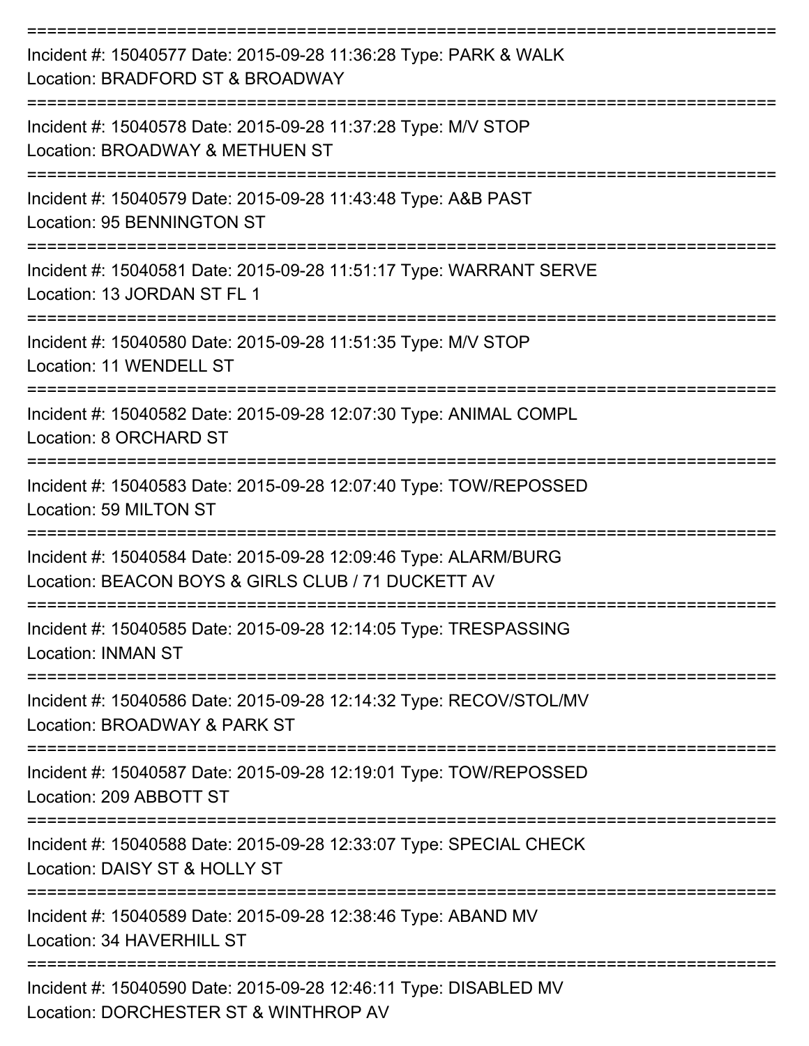===========================================================================

Incident #: 15040577 Date: 2015-09-28 11:36:28 Type: PARK & WALK
Location: BRADFORD ST & BROADWAY

===========================================================================

Incident #: 15040578 Date: 2015-09-28 11:37:28 Type: M/V STOP
Location: BROADWAY & METHUEN ST

===========================================================================

Incident #: 15040579 Date: 2015-09-28 11:43:48 Type: A&B PAST
Location: 95 BENNINGTON ST

===========================================================================

Incident #: 15040581 Date: 2015-09-28 11:51:17 Type: WARRANT SERVE
Location: 13 JORDAN ST FL 1

===========================================================================

Incident #: 15040580 Date: 2015-09-28 11:51:35 Type: M/V STOP
Location: 11 WENDELL ST

===========================================================================

Incident #: 15040582 Date: 2015-09-28 12:07:30 Type: ANIMAL COMPL
Location: 8 ORCHARD ST

===========================================================================

Incident #: 15040583 Date: 2015-09-28 12:07:40 Type: TOW/REPOSSED
Location: 59 MILTON ST

===========================================================================

Incident #: 15040584 Date: 2015-09-28 12:09:46 Type: ALARM/BURG
Location: BEACON BOYS & GIRLS CLUB / 71 DUCKETT AV

===========================================================================

Incident #: 15040585 Date: 2015-09-28 12:14:05 Type: TRESPASSING
Location: INMAN ST

===========================================================================

Incident #: 15040586 Date: 2015-09-28 12:14:32 Type: RECOV/STOL/MV
Location: BROADWAY & PARK ST

===========================================================================

Incident #: 15040587 Date: 2015-09-28 12:19:01 Type: TOW/REPOSSED
Location: 209 ABBOTT ST

===========================================================================

Incident #: 15040588 Date: 2015-09-28 12:33:07 Type: SPECIAL CHECK
Location: DAISY ST & HOLLY ST

===========================================================================

Incident #: 15040589 Date: 2015-09-28 12:38:46 Type: ABAND MV
Location: 34 HAVERHILL ST

===========================================================================

Incident #: 15040590 Date: 2015-09-28 12:46:11 Type: DISABLED MV
Location: DORCHESTER ST & WINTHROP AV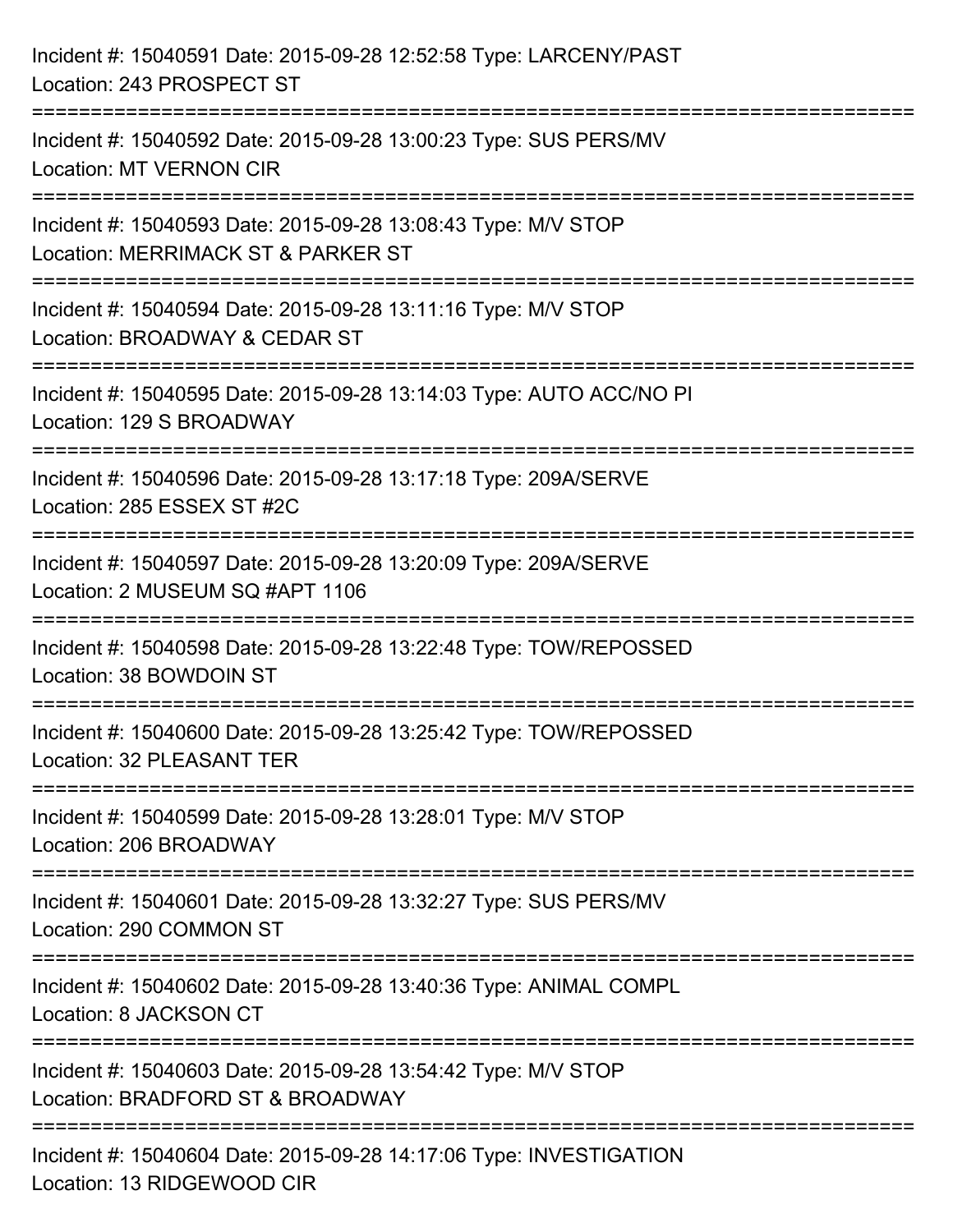Incident #: 15040591 Date: 2015-09-28 12:52:58 Type: LARCENY/PAST
Location: 243 PROSPECT ST

===========================================================================

Incident #: 15040592 Date: 2015-09-28 13:00:23 Type: SUS PERS/MV
Location: MT VERNON CIR

===========================================================================

Incident #: 15040593 Date: 2015-09-28 13:08:43 Type: M/V STOP
Location: MERRIMACK ST & PARKER ST

===========================================================================

Incident #: 15040594 Date: 2015-09-28 13:11:16 Type: M/V STOP
Location: BROADWAY & CEDAR ST

===========================================================================

Incident #: 15040595 Date: 2015-09-28 13:14:03 Type: AUTO ACC/NO PI
Location: 129 S BROADWAY

===========================================================================

Incident #: 15040596 Date: 2015-09-28 13:17:18 Type: 209A/SERVE
Location: 285 ESSEX ST #2C

===========================================================================

Incident #: 15040597 Date: 2015-09-28 13:20:09 Type: 209A/SERVE
Location: 2 MUSEUM SQ #APT 1106

===========================================================================

Incident #: 15040598 Date: 2015-09-28 13:22:48 Type: TOW/REPOSSED
Location: 38 BOWDOIN ST

===========================================================================

Incident #: 15040600 Date: 2015-09-28 13:25:42 Type: TOW/REPOSSED
Location: 32 PLEASANT TER

===========================================================================

Incident #: 15040599 Date: 2015-09-28 13:28:01 Type: M/V STOP
Location: 206 BROADWAY

===========================================================================

Incident #: 15040601 Date: 2015-09-28 13:32:27 Type: SUS PERS/MV
Location: 290 COMMON ST

===========================================================================

Incident #: 15040602 Date: 2015-09-28 13:40:36 Type: ANIMAL COMPL
Location: 8 JACKSON CT

===========================================================================

Incident #: 15040603 Date: 2015-09-28 13:54:42 Type: M/V STOP
Location: BRADFORD ST & BROADWAY

===========================================================================

Incident #: 15040604 Date: 2015-09-28 14:17:06 Type: INVESTIGATION
Location: 13 RIDGEWOOD CIR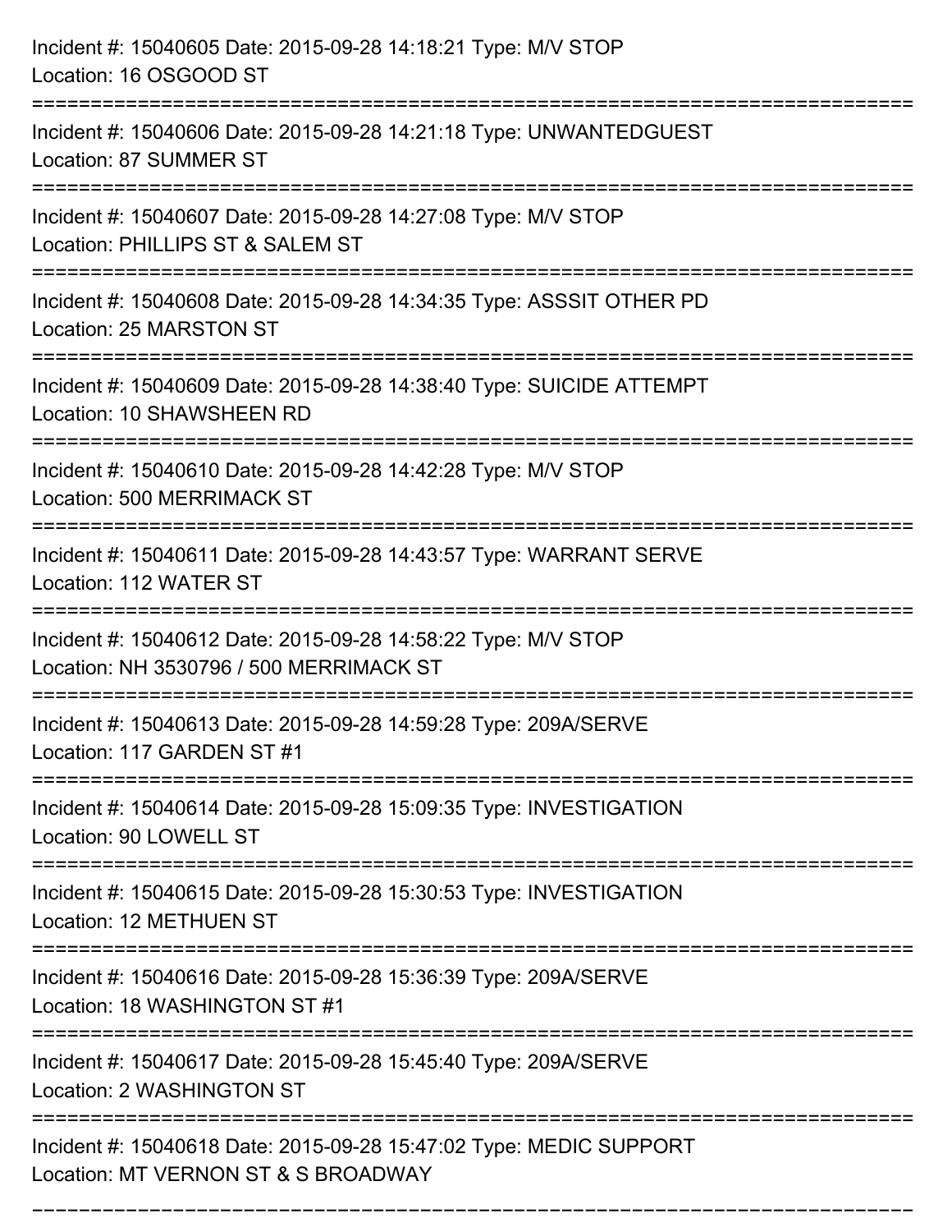Incident #: 15040605 Date: 2015-09-28 14:18:21 Type: M/V STOP
Location: 16 OSGOOD ST

===========================================================================

Incident #: 15040606 Date: 2015-09-28 14:21:18 Type: UNWANTEDGUEST
Location: 87 SUMMER ST

===========================================================================

Incident #: 15040607 Date: 2015-09-28 14:27:08 Type: M/V STOP
Location: PHILLIPS ST & SALEM ST

===========================================================================

Incident #: 15040608 Date: 2015-09-28 14:34:35 Type: ASSSIT OTHER PD
Location: 25 MARSTON ST

===========================================================================

Incident #: 15040609 Date: 2015-09-28 14:38:40 Type: SUICIDE ATTEMPT
Location: 10 SHAWSHEEN RD

===========================================================================

Incident #: 15040610 Date: 2015-09-28 14:42:28 Type: M/V STOP
Location: 500 MERRIMACK ST

===========================================================================

Incident #: 15040611 Date: 2015-09-28 14:43:57 Type: WARRANT SERVE
Location: 112 WATER ST

===========================================================================

Incident #: 15040612 Date: 2015-09-28 14:58:22 Type: M/V STOP
Location: NH 3530796 / 500 MERRIMACK ST

===========================================================================

Incident #: 15040613 Date: 2015-09-28 14:59:28 Type: 209A/SERVE
Location: 117 GARDEN ST #1

===========================================================================

Incident #: 15040614 Date: 2015-09-28 15:09:35 Type: INVESTIGATION
Location: 90 LOWELL ST

===========================================================================

Incident #: 15040615 Date: 2015-09-28 15:30:53 Type: INVESTIGATION
Location: 12 METHUEN ST

===========================================================================

Incident #: 15040616 Date: 2015-09-28 15:36:39 Type: 209A/SERVE
Location: 18 WASHINGTON ST #1

===========================================================================

Incident #: 15040617 Date: 2015-09-28 15:45:40 Type: 209A/SERVE
Location: 2 WASHINGTON ST

===========================================================================

Incident #: 15040618 Date: 2015-09-28 15:47:02 Type: MEDIC SUPPORT
Location: MT VERNON ST & S BROADWAY

===========================================================================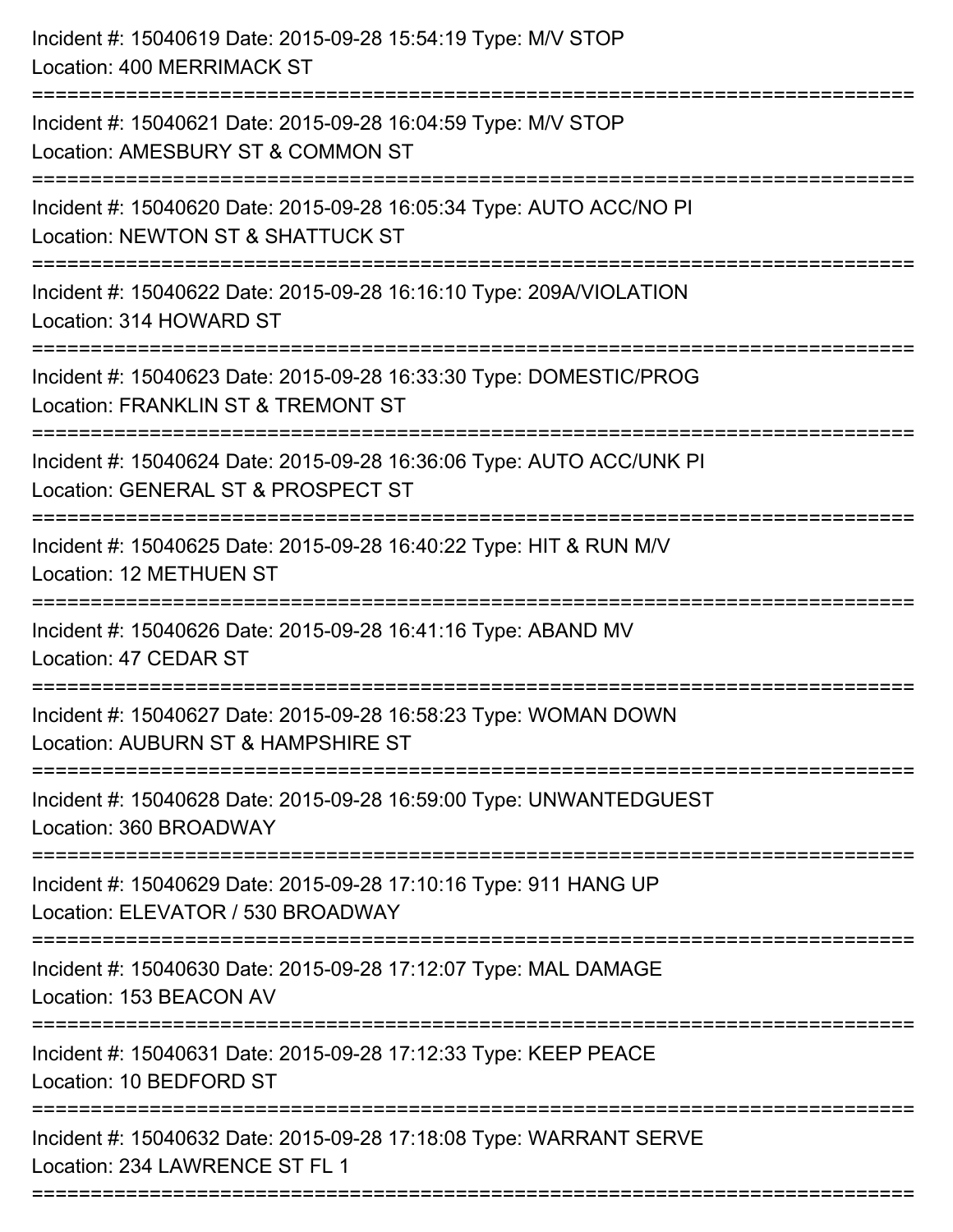Incident #: 15040619 Date: 2015-09-28 15:54:19 Type: M/V STOP
Location: 400 MERRIMACK ST

===========================================================================

Incident #: 15040621 Date: 2015-09-28 16:04:59 Type: M/V STOP
Location: AMESBURY ST & COMMON ST

===========================================================================

Incident #: 15040620 Date: 2015-09-28 16:05:34 Type: AUTO ACC/NO PI
Location: NEWTON ST & SHATTUCK ST

===========================================================================

Incident #: 15040622 Date: 2015-09-28 16:16:10 Type: 209A/VIOLATION
Location: 314 HOWARD ST

===========================================================================

Incident #: 15040623 Date: 2015-09-28 16:33:30 Type: DOMESTIC/PROG
Location: FRANKLIN ST & TREMONT ST

===========================================================================

Incident #: 15040624 Date: 2015-09-28 16:36:06 Type: AUTO ACC/UNK PI
Location: GENERAL ST & PROSPECT ST

===========================================================================

Incident #: 15040625 Date: 2015-09-28 16:40:22 Type: HIT & RUN M/V
Location: 12 METHUEN ST

===========================================================================

Incident #: 15040626 Date: 2015-09-28 16:41:16 Type: ABAND MV
Location: 47 CEDAR ST

===========================================================================

Incident #: 15040627 Date: 2015-09-28 16:58:23 Type: WOMAN DOWN
Location: AUBURN ST & HAMPSHIRE ST

===========================================================================

Incident #: 15040628 Date: 2015-09-28 16:59:00 Type: UNWANTEDGUEST
Location: 360 BROADWAY

===========================================================================

Incident #: 15040629 Date: 2015-09-28 17:10:16 Type: 911 HANG UP
Location: ELEVATOR / 530 BROADWAY

===========================================================================

Incident #: 15040630 Date: 2015-09-28 17:12:07 Type: MAL DAMAGE
Location: 153 BEACON AV

===========================================================================

Incident #: 15040631 Date: 2015-09-28 17:12:33 Type: KEEP PEACE
Location: 10 BEDFORD ST

===========================================================================

Incident #: 15040632 Date: 2015-09-28 17:18:08 Type: WARRANT SERVE
Location: 234 LAWRENCE ST FL 1

===========================================================================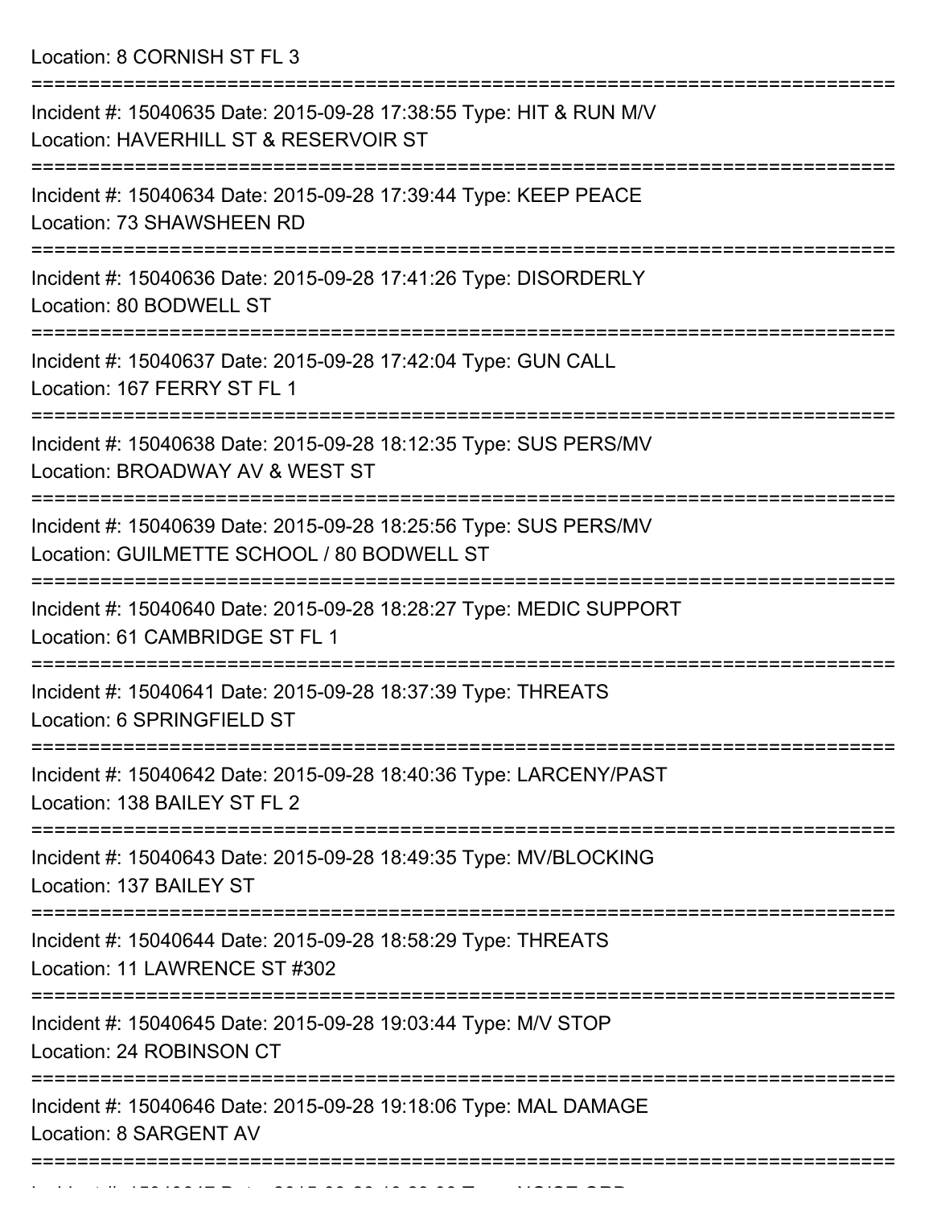Location: 8 CORNISH ST FL 3

===========================================================================

Incident #: 15040635 Date: 2015-09-28 17:38:55 Type: HIT & RUN M/V
Location: HAVERHILL ST & RESERVOIR ST

===========================================================================

Incident #: 15040634 Date: 2015-09-28 17:39:44 Type: KEEP PEACE
Location: 73 SHAWSHEEN RD

===========================================================================

Incident #: 15040636 Date: 2015-09-28 17:41:26 Type: DISORDERLY
Location: 80 BODWELL ST

===========================================================================

Incident #: 15040637 Date: 2015-09-28 17:42:04 Type: GUN CALL
Location: 167 FERRY ST FL 1

===========================================================================

Incident #: 15040638 Date: 2015-09-28 18:12:35 Type: SUS PERS/MV
Location: BROADWAY AV & WEST ST

===========================================================================

Incident #: 15040639 Date: 2015-09-28 18:25:56 Type: SUS PERS/MV
Location: GUILMETTE SCHOOL / 80 BODWELL ST

===========================================================================

Incident #: 15040640 Date: 2015-09-28 18:28:27 Type: MEDIC SUPPORT
Location: 61 CAMBRIDGE ST FL 1

===========================================================================

Incident #: 15040641 Date: 2015-09-28 18:37:39 Type: THREATS
Location: 6 SPRINGFIELD ST

===========================================================================

Incident #: 15040642 Date: 2015-09-28 18:40:36 Type: LARCENY/PAST
Location: 138 BAILEY ST FL 2

===========================================================================

Incident #: 15040643 Date: 2015-09-28 18:49:35 Type: MV/BLOCKING
Location: 137 BAILEY ST

===========================================================================

Incident #: 15040644 Date: 2015-09-28 18:58:29 Type: THREATS
Location: 11 LAWRENCE ST #302

===========================================================================

Incident #: 15040645 Date: 2015-09-28 19:03:44 Type: M/V STOP
Location: 24 ROBINSON CT

===========================================================================

Incident #: 15040646 Date: 2015-09-28 19:18:06 Type: MAL DAMAGE
Location: 8 SARGENT AV

===========================================================================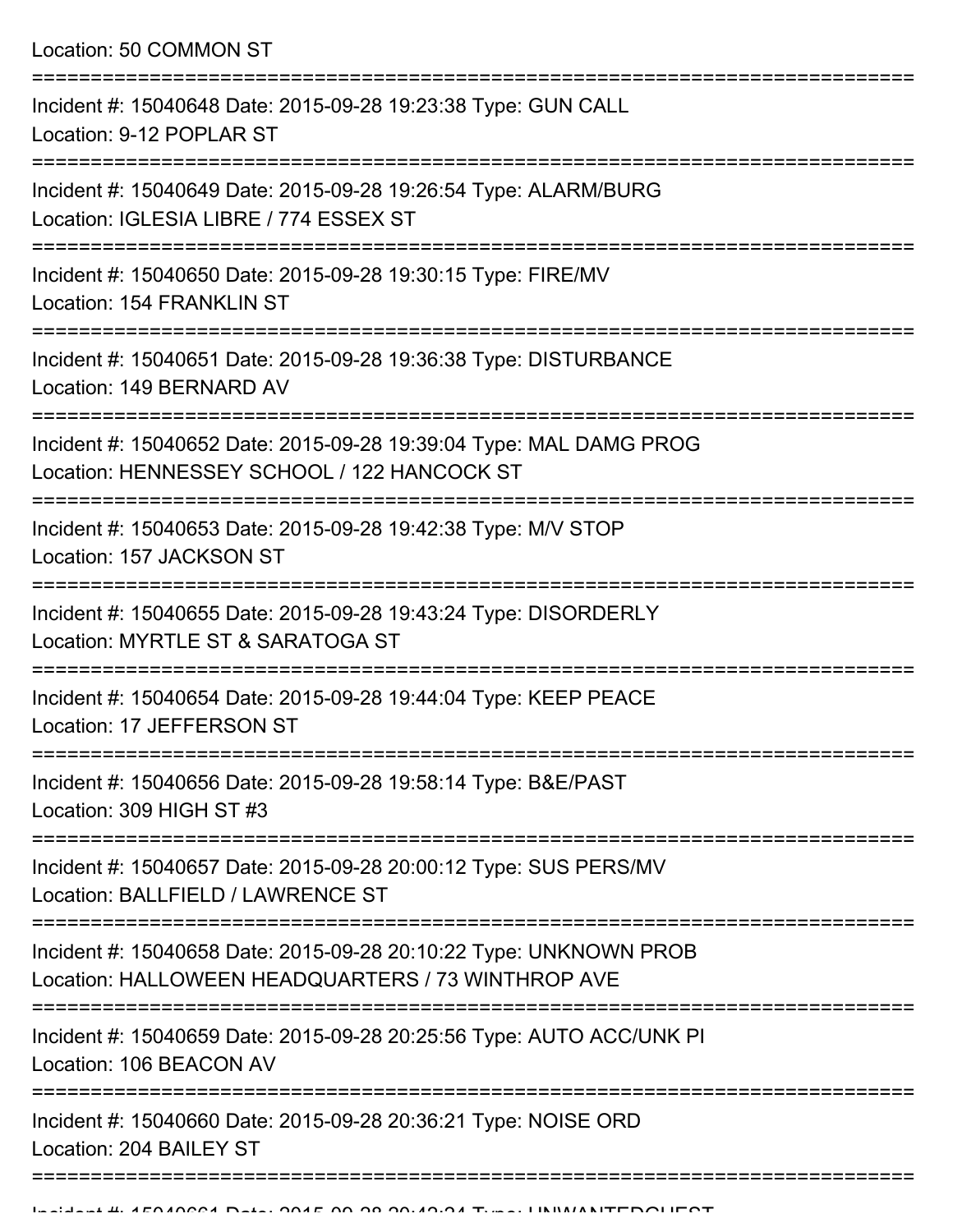Location: 50 COMMON ST

===========================================================================

Incident #: 15040648 Date: 2015-09-28 19:23:38 Type: GUN CALL
Location: 9-12 POPLAR ST

===========================================================================

Incident #: 15040649 Date: 2015-09-28 19:26:54 Type: ALARM/BURG
Location: IGLESIA LIBRE / 774 ESSEX ST

===========================================================================

Incident #: 15040650 Date: 2015-09-28 19:30:15 Type: FIRE/MV
Location: 154 FRANKLIN ST

===========================================================================

Incident #: 15040651 Date: 2015-09-28 19:36:38 Type: DISTURBANCE
Location: 149 BERNARD AV

===========================================================================

Incident #: 15040652 Date: 2015-09-28 19:39:04 Type: MAL DAMG PROG
Location: HENNESSEY SCHOOL / 122 HANCOCK ST

===========================================================================

Incident #: 15040653 Date: 2015-09-28 19:42:38 Type: M/V STOP
Location: 157 JACKSON ST

===========================================================================

Incident #: 15040655 Date: 2015-09-28 19:43:24 Type: DISORDERLY
Location: MYRTLE ST & SARATOGA ST

===========================================================================

Incident #: 15040654 Date: 2015-09-28 19:44:04 Type: KEEP PEACE
Location: 17 JEFFERSON ST

===========================================================================

Incident #: 15040656 Date: 2015-09-28 19:58:14 Type: B&E/PAST
Location: 309 HIGH ST #3

===========================================================================

Incident #: 15040657 Date: 2015-09-28 20:00:12 Type: SUS PERS/MV
Location: BALLFIELD / LAWRENCE ST

===========================================================================

Incident #: 15040658 Date: 2015-09-28 20:10:22 Type: UNKNOWN PROB
Location: HALLOWEEN HEADQUARTERS / 73 WINTHROP AVE

===========================================================================

Incident #: 15040659 Date: 2015-09-28 20:25:56 Type: AUTO ACC/UNK PI
Location: 106 BEACON AV

===========================================================================

Incident #: 15040660 Date: 2015-09-28 20:36:21 Type: NOISE ORD
Location: 204 BAILEY ST

===========================================================================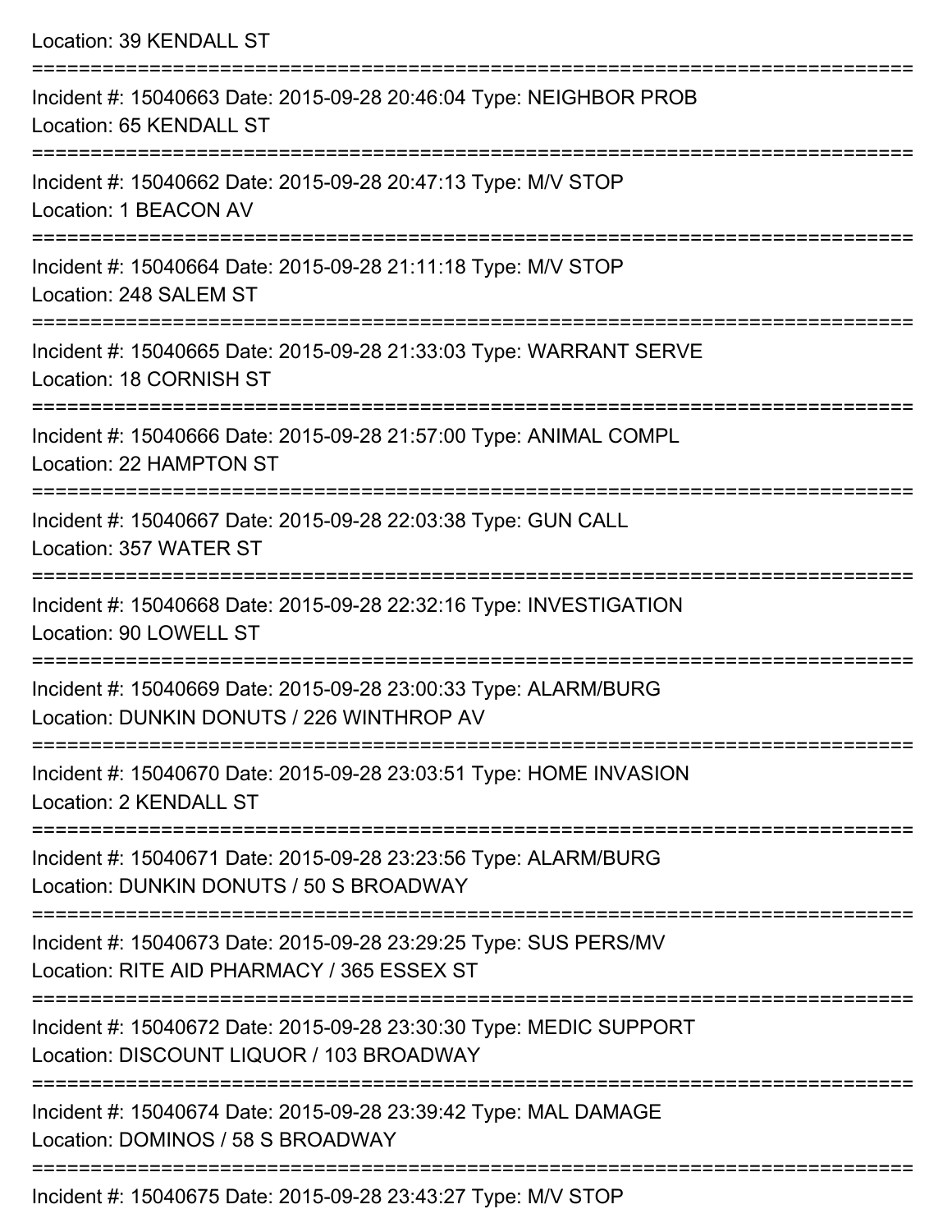Location: 39 KENDALL ST

===========================================================================

Incident #: 15040663 Date: 2015-09-28 20:46:04 Type: NEIGHBOR PROB
Location: 65 KENDALL ST

===========================================================================

Incident #: 15040662 Date: 2015-09-28 20:47:13 Type: M/V STOP
Location: 1 BEACON AV

===========================================================================

Incident #: 15040664 Date: 2015-09-28 21:11:18 Type: M/V STOP
Location: 248 SALEM ST

===========================================================================

Incident #: 15040665 Date: 2015-09-28 21:33:03 Type: WARRANT SERVE
Location: 18 CORNISH ST

===========================================================================

Incident #: 15040666 Date: 2015-09-28 21:57:00 Type: ANIMAL COMPL
Location: 22 HAMPTON ST

===========================================================================

Incident #: 15040667 Date: 2015-09-28 22:03:38 Type: GUN CALL
Location: 357 WATER ST

===========================================================================

Incident #: 15040668 Date: 2015-09-28 22:32:16 Type: INVESTIGATION
Location: 90 LOWELL ST

===========================================================================

Incident #: 15040669 Date: 2015-09-28 23:00:33 Type: ALARM/BURG
Location: DUNKIN DONUTS / 226 WINTHROP AV

===========================================================================

Incident #: 15040670 Date: 2015-09-28 23:03:51 Type: HOME INVASION
Location: 2 KENDALL ST

===========================================================================

Incident #: 15040671 Date: 2015-09-28 23:23:56 Type: ALARM/BURG
Location: DUNKIN DONUTS / 50 S BROADWAY

===========================================================================

Incident #: 15040673 Date: 2015-09-28 23:29:25 Type: SUS PERS/MV
Location: RITE AID PHARMACY / 365 ESSEX ST

===========================================================================

Incident #: 15040672 Date: 2015-09-28 23:30:30 Type: MEDIC SUPPORT
Location: DISCOUNT LIQUOR / 103 BROADWAY

===========================================================================

Incident #: 15040674 Date: 2015-09-28 23:39:42 Type: MAL DAMAGE
Location: DOMINOS / 58 S BROADWAY

===========================================================================

Incident #: 15040675 Date: 2015-09-28 23:43:27 Type: M/V STOP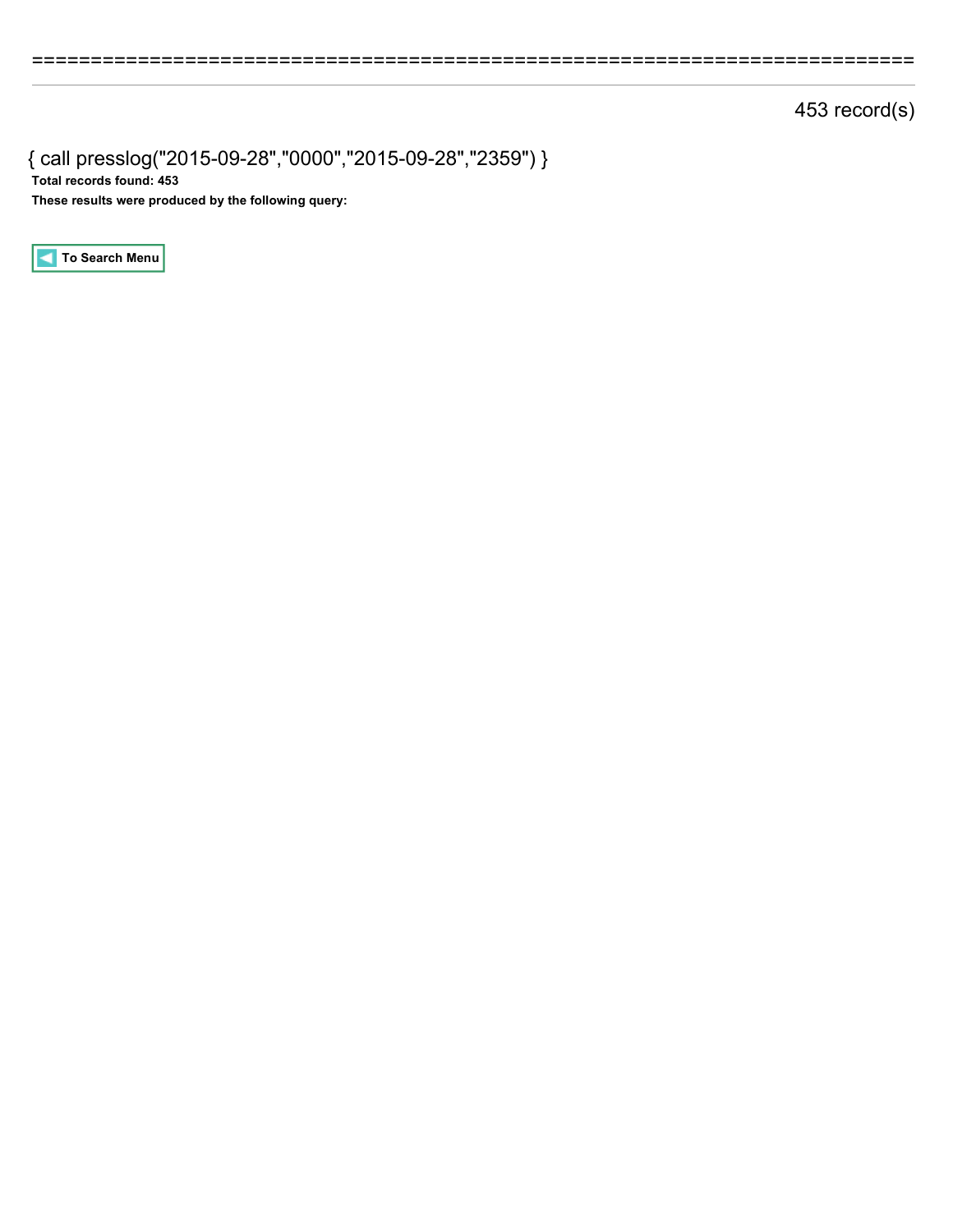==========================================================================

---

453 record(s)

{ call presslog("2015-09-28","0000","2015-09-28","2359") }

**Total records found: 453**

**These results were produced by the following query:**

**To Search Menu**